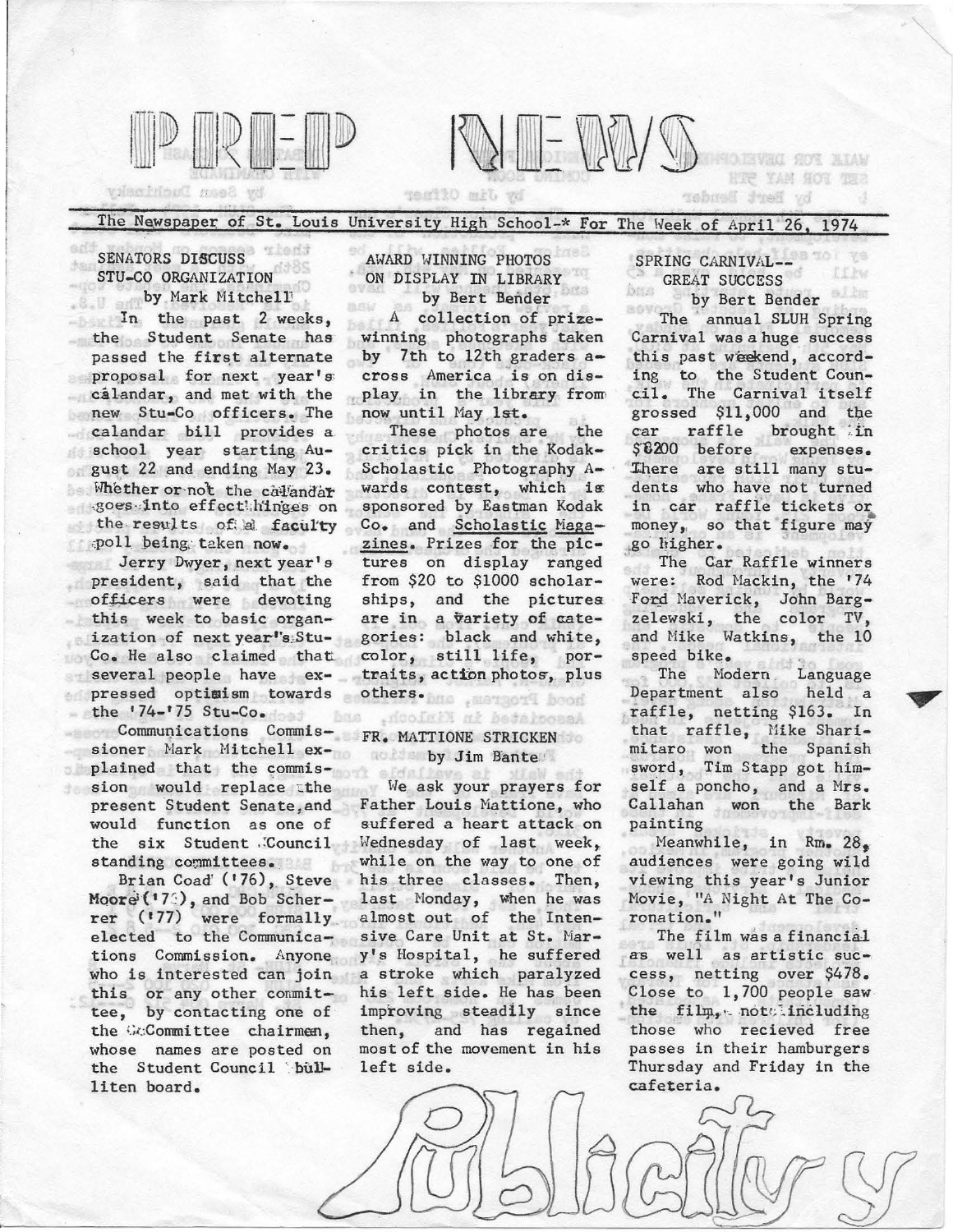# PREP NEWS

The Newspaper of St. Louis University High School-* For The Week of April 26, 1974

## SENATORS DISCUSS STU-CO ORGANIZATION

by Mark Mitchell

In the past 2 weeks, the Student Senate has passed the first alternate proposal for next year's calandar, and met with the new Stu-Co officers. The calandar bill provides a school year starting August 22 and ending May 23. Whether or not the calandar goes into effect hinges on the results of a faculty poll being taken now.

Jerry Dwyer, next year's president, said that the officers were devoting this week to basic organization of next year's Stu-Co. He also claimed that several people have expressed optimism towards the '74-'75 Stu-Co.

Communications Commissioner Mark Mitchell explained that the commission would replace the present Student Senate, and would function as one of the six Student Council standing committees.

Brian Coad ('76), Steve Moore ('7?), and Bob Scherer ('77) were formally elected to the Communications Commission. Anyone who is interested can join this or any other committee, by contacting one of the Committee chairmen, whose names are posted on the Student Council bulliten board.

## AWARD WINNING PHOTOS ON DISPLAY IN LIBRARY

by Bert Bender

A collection of prize-winning photographs taken by 7th to 12th graders across America is on display in the library from now until May 1st.

These photos are the critics pick in the Kodak-Scholastic Photography Awards contest, which is sponsored by Eastman Kodak Co. and Scholastic Magazines. Prizes for the pictures on display ranged from $20 to $1000 scholarships, and the pictures are in a variety of categories: black and white, color, still life, portraits, action photos, plus others.

## FR. MATTIONE STRICKEN

by Jim Bante

We ask your prayers for Father Louis Mattione, who suffered a heart attack on Wednesday of last week, while on the way to one of his three classes. Then, last Monday, when he was almost out of the Intensive Care Unit at St. Mary's Hospital, he suffered a stroke which paralyzed his left side. He has been improving steadily since then, and has regained most of the movement in his left side.

## SPRING CARNIVAL-- GREAT SUCCESS

by Bert Bender

The annual SLUH Spring Carnival was a huge success this past weekend, according to the Student Council. The Carnival itself grossed $11,000 and the car raffle brought in $8200 before expenses. There are still many students who have not turned in car raffle tickets or money, so that figure may go higher.

The Car Raffle winners were: Rod Mackin, the '74 Ford Maverick, John Bargzelewski, the color TV, and Mike Watkins, the 10 speed bike.

The Modern Language Department also held a raffle, netting $163. In that raffle, Mike Sharimitaro won the Spanish sword, Tim Stapp got himself a poncho, and a Mrs. Callahan won the Bark painting.

Meanwhile, in Rm. 28, audiences were going wild viewing this year's Junior Movie, "A Night At The Coronation."

The film was a financial as well as artistic success, netting over $478. Close to 1,700 people saw the film, not including those who recieved free passes in their hamburgers Thursday and Friday in the cafeteria.

Publicity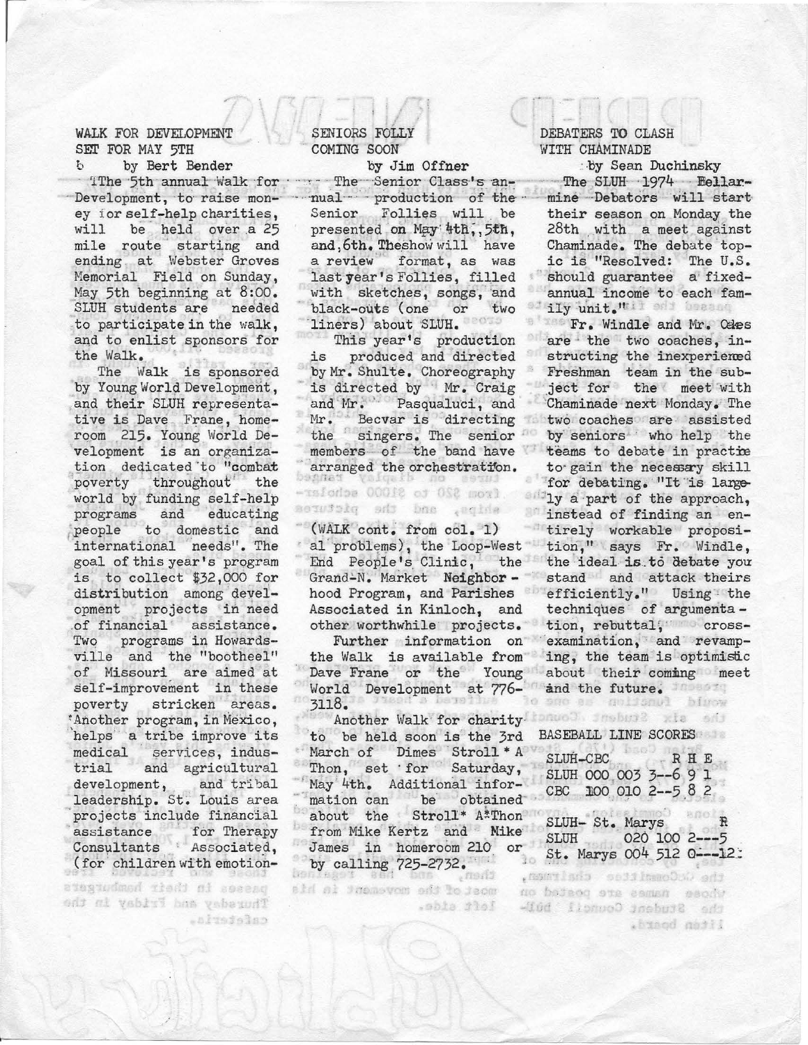## WALK FOR DEVELOPMENT SET FOR MAY 5TH

by Bert Bender

The 5th annual Walk for Development, to raise money for self-help charities, will be held over a 25 mile route starting and ending at Webster Groves Memorial Field on Sunday, May 5th beginning at 8:00. SLUH students are needed to participate in the walk, and to enlist sponsors for the Walk.

The Walk is sponsored by Young World Development, and their SLUH representative is Dave Frane, homeroom 215. Young World Development is an organization dedicated to "combat poverty throughout the world by funding self-help programs and educating people to domestic and international needs". The goal of this year's program is to collect $32,000 for distribution among development projects in need of financial assistance. Two programs in Howardsville and the "bootheel" of Missouri are aimed at self-improvement in these poverty stricken areas. Another program, in Mexico, helps a tribe improve its medical services, industrial and agricultural development, and tribal leadership. St. Louis area projects include financial assistance for Therapy Consultants Associated, (for children with emotional problems), the Loop-West End People's Clinic, the Grand-N. Market Neighborhood Program, and Parishes Associated in Kinloch, and other worthwhile projects.

Further information on the Walk is available from Dave Frane or the Young World Development at 776-3118.

Another Walk for charity to be held soon is the 3rd March of Dimes Stroll * A Thon, set for Saturday, May 4th. Additional information can be obtained about the Stroll* A*Thon from Mike Kertz and Mike James in homeroom 210 or by calling 725-2732.

## SENIORS FOLLY COMING SOON

by Jim Offner

The Senior Class's annual production of the Senior Follies will be presented on May 4th, 5th, and 6th. The show will have a review format, as was last year's Follies, filled with sketches, songs, and black-outs (one or two liners) about SLUH.

This year's production is produced and directed by Mr. Shulte. Choreography is directed by Mr. Craig and Mr. Pasqualuci, and Mr. Becvar is directing the singers. The senior members of the band have arranged the orchestration.

## DEBATERS TO CLASH WITH CHAMINADE

by Sean Duchinsky

The SLUH 1974 Bellarmine Debators will start their season on Monday the 28th with a meet against Chaminade. The debate topic is "Resolved: The U.S. should guarantee a fixed-annual income to each family unit."

Fr. Windle and Mr. Oakes are the two coaches, instructing the inexperienced Freshman team in the subject for the meet with Chaminade next Monday. The two coaches are assisted by seniors who help the teams to debate in practice to gain the necessary skill for debating. "It is largely a part of the approach, instead of finding an entirely workable proposition," says Fr. Windle, "the ideal is to debate your stand and attack theirs efficiently." Using the techniques of argumentation, rebuttal, cross-examination, and revamping, the team is optimistic about their coming meet and the future.

## BASEBALL LINE SCORES

| SLUH-CBC | | R | H | E |
|---|---|---|---|---|
| SLUH | 000 003 3 | 6 | 9 | 1 |
| CBC | 100 010 2 | 5 | 8 | 2 |

| SLUH- St. Marys | | R |
|---|---|---|
| SLUH | 020 100 2 | 5 |
| St. Marys | 004 512 0 | 12 |